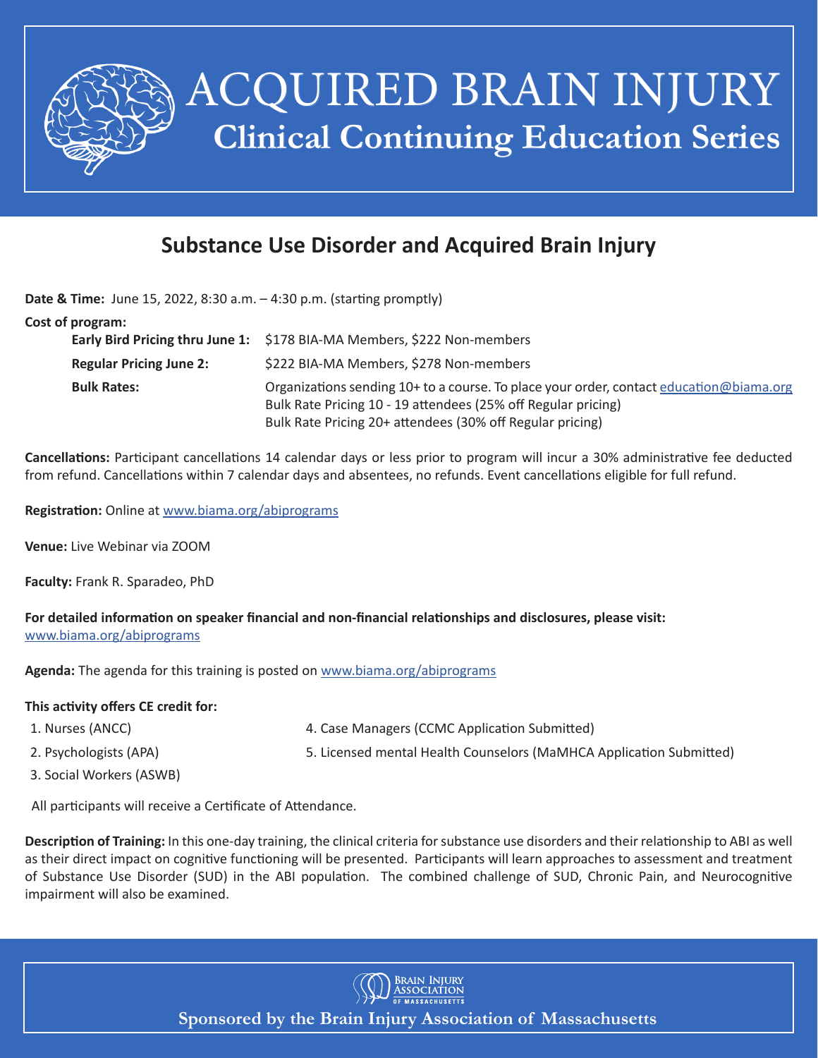# ACQUIRED BRAIN INJURY

## Clinical Continuing Education Series

## Substance Use Disorder and Acquired Brain Injury

**Date & Time:** June 15, 2022, 8:30 a.m. – 4:30 p.m. (starting promptly)

**Cost of program:**

| | |
|---|---|
| **Early Bird Pricing thru June 1:** | $178 BIA-MA Members, $222 Non-members |
| **Regular Pricing June 2:** | $222 BIA-MA Members, $278 Non-members |
| **Bulk Rates:** | Organizations sending 10+ to a course. To place your order, contact education@biama.org<br>Bulk Rate Pricing 10 - 19 attendees (25% off Regular pricing)<br>Bulk Rate Pricing 20+ attendees (30% off Regular pricing) |

**Cancellations:** Participant cancellations 14 calendar days or less prior to program will incur a 30% administrative fee deducted from refund. Cancellations within 7 calendar days and absentees, no refunds. Event cancellations eligible for full refund.

**Registration:** Online at www.biama.org/abiprograms

**Venue:** Live Webinar via ZOOM

**Faculty:** Frank R. Sparadeo, PhD

**For detailed information on speaker financial and non-financial relationships and disclosures, please visit:**
www.biama.org/abiprograms

**Agenda:** The agenda for this training is posted on www.biama.org/abiprograms

**This activity offers CE credit for:**

1. Nurses (ANCC)
2. Psychologists (APA)
3. Social Workers (ASWB)
4. Case Managers (CCMC Application Submitted)
5. Licensed mental Health Counselors (MaMHCA Application Submitted)

All participants will receive a Certificate of Attendance.

**Description of Training:** In this one-day training, the clinical criteria for substance use disorders and their relationship to ABI as well as their direct impact on cognitive functioning will be presented. Participants will learn approaches to assessment and treatment of Substance Use Disorder (SUD) in the ABI population. The combined challenge of SUD, Chronic Pain, and Neurocognitive impairment will also be examined.

Brain Injury Association of Massachusetts

**Sponsored by the Brain Injury Association of Massachusetts**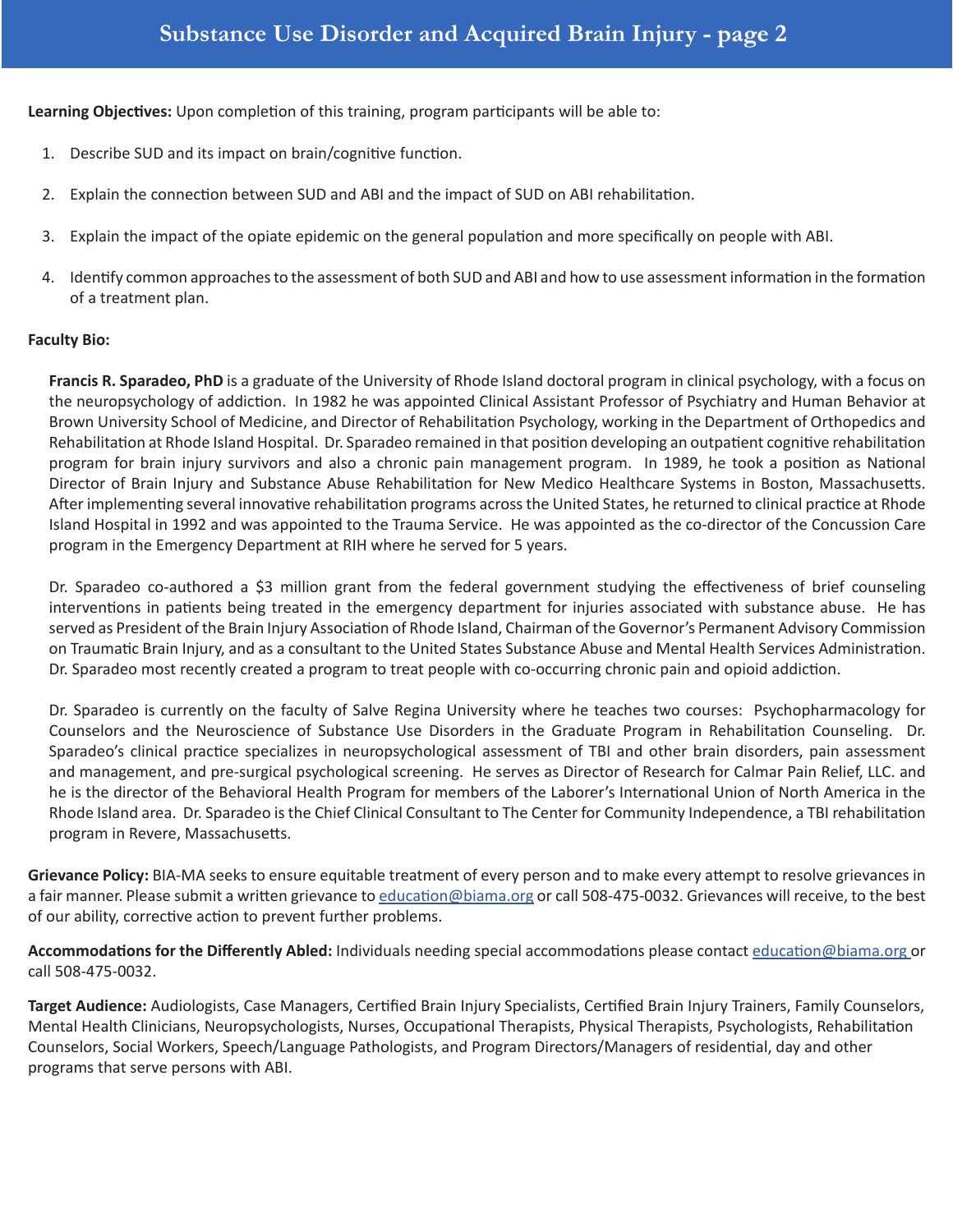**Learning Objectives:** Upon completion of this training, program participants will be able to:

1. Describe SUD and its impact on brain/cognitive function.
2. Explain the connection between SUD and ABI and the impact of SUD on ABI rehabilitation.
3. Explain the impact of the opiate epidemic on the general population and more specifically on people with ABI.
4. Identify common approaches to the assessment of both SUD and ABI and how to use assessment information in the formation of a treatment plan.

**Faculty Bio:**

**Francis R. Sparadeo, PhD** is a graduate of the University of Rhode Island doctoral program in clinical psychology, with a focus on the neuropsychology of addiction. In 1982 he was appointed Clinical Assistant Professor of Psychiatry and Human Behavior at Brown University School of Medicine, and Director of Rehabilitation Psychology, working in the Department of Orthopedics and Rehabilitation at Rhode Island Hospital. Dr. Sparadeo remained in that position developing an outpatient cognitive rehabilitation program for brain injury survivors and also a chronic pain management program. In 1989, he took a position as National Director of Brain Injury and Substance Abuse Rehabilitation for New Medico Healthcare Systems in Boston, Massachusetts. After implementing several innovative rehabilitation programs across the United States, he returned to clinical practice at Rhode Island Hospital in 1992 and was appointed to the Trauma Service. He was appointed as the co-director of the Concussion Care program in the Emergency Department at RIH where he served for 5 years.

Dr. Sparadeo co-authored a $3 million grant from the federal government studying the effectiveness of brief counseling interventions in patients being treated in the emergency department for injuries associated with substance abuse. He has served as President of the Brain Injury Association of Rhode Island, Chairman of the Governor's Permanent Advisory Commission on Traumatic Brain Injury, and as a consultant to the United States Substance Abuse and Mental Health Services Administration. Dr. Sparadeo most recently created a program to treat people with co-occurring chronic pain and opioid addiction.

Dr. Sparadeo is currently on the faculty of Salve Regina University where he teaches two courses: Psychopharmacology for Counselors and the Neuroscience of Substance Use Disorders in the Graduate Program in Rehabilitation Counseling. Dr. Sparadeo's clinical practice specializes in neuropsychological assessment of TBI and other brain disorders, pain assessment and management, and pre-surgical psychological screening. He serves as Director of Research for Calmar Pain Relief, LLC. and he is the director of the Behavioral Health Program for members of the Laborer's International Union of North America in the Rhode Island area. Dr. Sparadeo is the Chief Clinical Consultant to The Center for Community Independence, a TBI rehabilitation program in Revere, Massachusetts.

**Grievance Policy:** BIA-MA seeks to ensure equitable treatment of every person and to make every attempt to resolve grievances in a fair manner. Please submit a written grievance to education@biama.org or call 508-475-0032. Grievances will receive, to the best of our ability, corrective action to prevent further problems.

**Accommodations for the Differently Abled:** Individuals needing special accommodations please contact education@biama.org or call 508-475-0032.

**Target Audience:** Audiologists, Case Managers, Certified Brain Injury Specialists, Certified Brain Injury Trainers, Family Counselors, Mental Health Clinicians, Neuropsychologists, Nurses, Occupational Therapists, Physical Therapists, Psychologists, Rehabilitation Counselors, Social Workers, Speech/Language Pathologists, and Program Directors/Managers of residential, day and other programs that serve persons with ABI.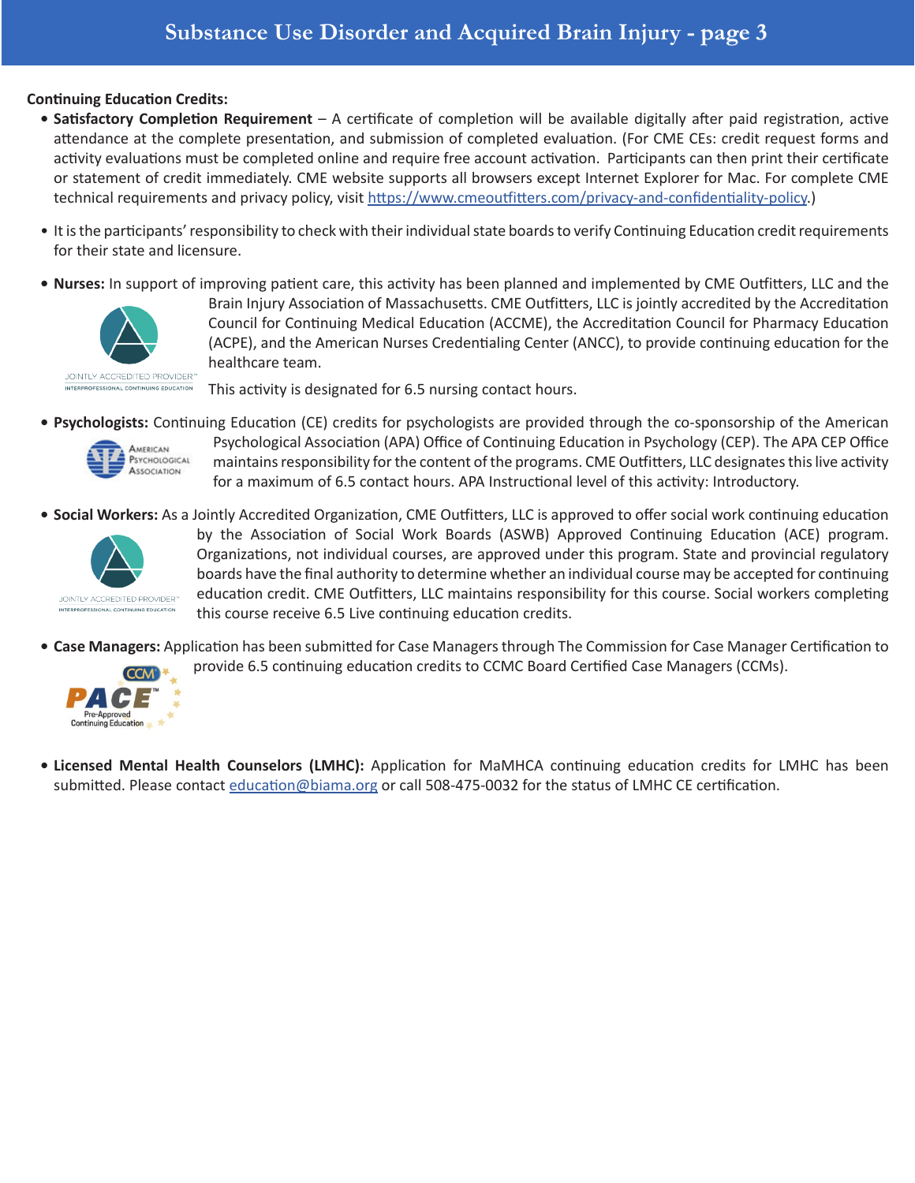**Continuing Education Credits:**

- **Satisfactory Completion Requirement** – A certificate of completion will be available digitally after paid registration, active attendance at the complete presentation, and submission of completed evaluation. (For CME CEs: credit request forms and activity evaluations must be completed online and require free account activation. Participants can then print their certificate or statement of credit immediately. CME website supports all browsers except Internet Explorer for Mac. For complete CME technical requirements and privacy policy, visit https://www.cmeoutfitters.com/privacy-and-confidentiality-policy.)

- It is the participants' responsibility to check with their individual state boards to verify Continuing Education credit requirements for their state and licensure.

- **Nurses:** In support of improving patient care, this activity has been planned and implemented by CME Outfitters, LLC and the Brain Injury Association of Massachusetts. CME Outfitters, LLC is jointly accredited by the Accreditation Council for Continuing Medical Education (ACCME), the Accreditation Council for Pharmacy Education (ACPE), and the American Nurses Credentialing Center (ANCC), to provide continuing education for the healthcare team.

  This activity is designated for 6.5 nursing contact hours.

- **Psychologists:** Continuing Education (CE) credits for psychologists are provided through the co-sponsorship of the American Psychological Association (APA) Office of Continuing Education in Psychology (CEP). The APA CEP Office maintains responsibility for the content of the programs. CME Outfitters, LLC designates this live activity for a maximum of 6.5 contact hours. APA Instructional level of this activity: Introductory.

- **Social Workers:** As a Jointly Accredited Organization, CME Outfitters, LLC is approved to offer social work continuing education by the Association of Social Work Boards (ASWB) Approved Continuing Education (ACE) program. Organizations, not individual courses, are approved under this program. State and provincial regulatory boards have the final authority to determine whether an individual course may be accepted for continuing education credit. CME Outfitters, LLC maintains responsibility for this course. Social workers completing this course receive 6.5 Live continuing education credits.

- **Case Managers:** Application has been submitted for Case Managers through The Commission for Case Manager Certification to provide 6.5 continuing education credits to CCMC Board Certified Case Managers (CCMs).

- **Licensed Mental Health Counselors (LMHC):** Application for MaMHCA continuing education credits for LMHC has been submitted. Please contact education@biama.org or call 508-475-0032 for the status of LMHC CE certification.